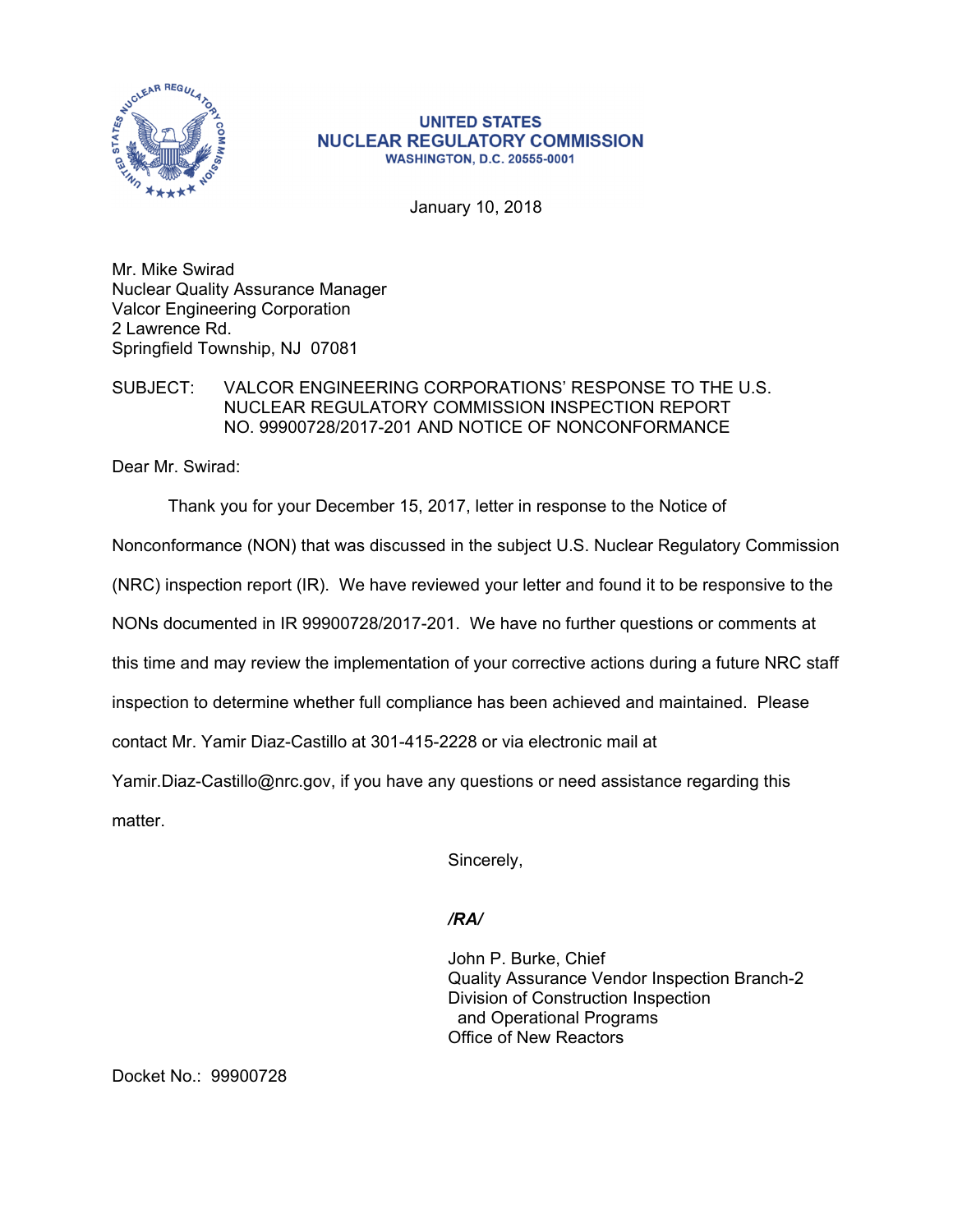**UNITED STATES**
**NUCLEAR REGULATORY COMMISSION**
**WASHINGTON, D.C. 20555-0001**

January 10, 2018

Mr. Mike Swirad
Nuclear Quality Assurance Manager
Valcor Engineering Corporation
2 Lawrence Rd.
Springfield Township, NJ 07081

SUBJECT: VALCOR ENGINEERING CORPORATIONS' RESPONSE TO THE U.S. NUCLEAR REGULATORY COMMISSION INSPECTION REPORT NO. 99900728/2017-201 AND NOTICE OF NONCONFORMANCE

Dear Mr. Swirad:

Thank you for your December 15, 2017, letter in response to the Notice of Nonconformance (NON) that was discussed in the subject U.S. Nuclear Regulatory Commission (NRC) inspection report (IR). We have reviewed your letter and found it to be responsive to the NONs documented in IR 99900728/2017-201. We have no further questions or comments at this time and may review the implementation of your corrective actions during a future NRC staff inspection to determine whether full compliance has been achieved and maintained. Please contact Mr. Yamir Diaz-Castillo at 301-415-2228 or via electronic mail at Yamir.Diaz-Castillo@nrc.gov, if you have any questions or need assistance regarding this matter.

Sincerely,

*/RA/*

John P. Burke, Chief
Quality Assurance Vendor Inspection Branch-2
Division of Construction Inspection
and Operational Programs
Office of New Reactors

Docket No.: 99900728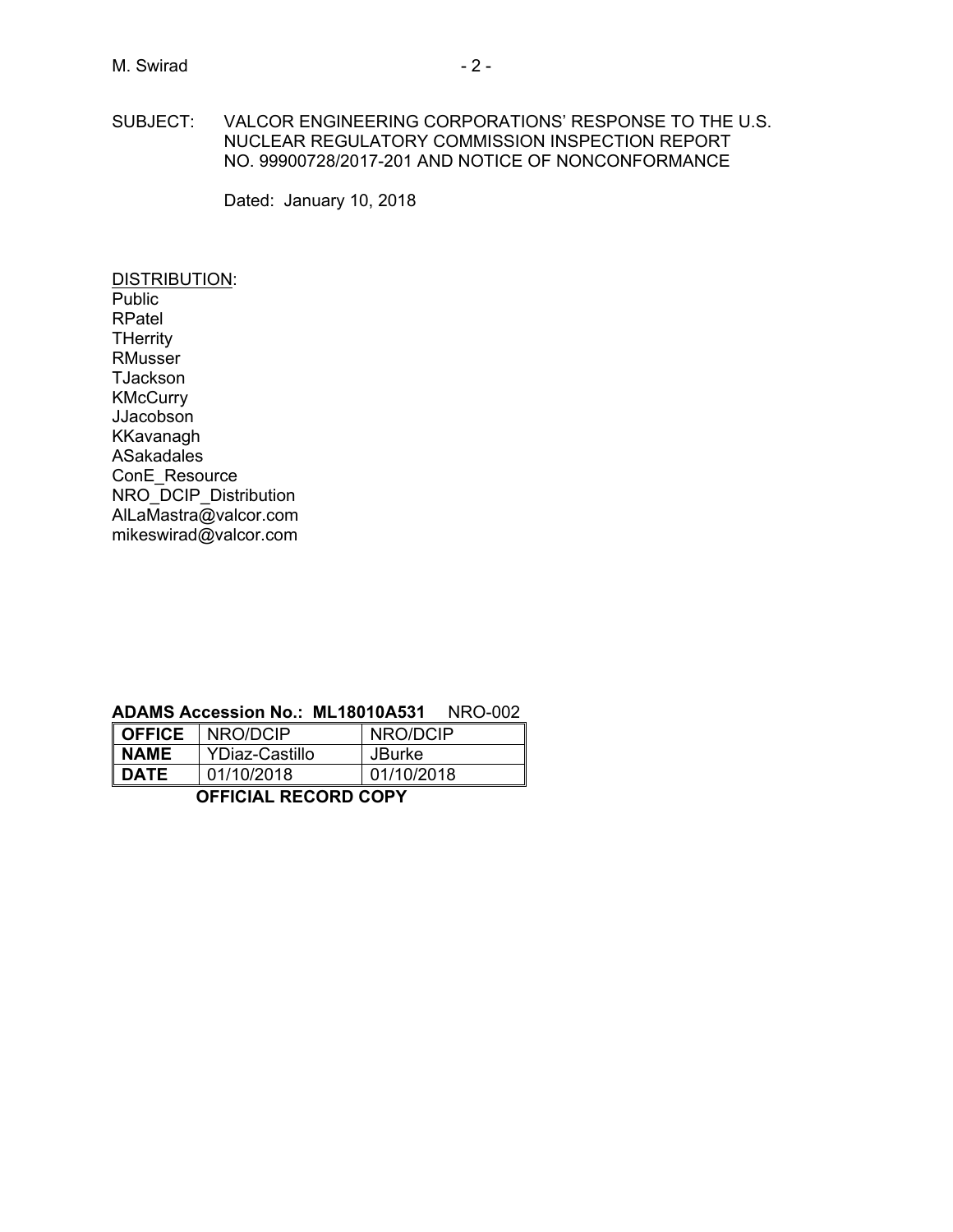SUBJECT: VALCOR ENGINEERING CORPORATIONS' RESPONSE TO THE U.S. NUCLEAR REGULATORY COMMISSION INSPECTION REPORT NO. 99900728/2017-201 AND NOTICE OF NONCONFORMANCE

Dated: January 10, 2018

DISTRIBUTION:
Public
RPatel
THerrity
RMusser
TJackson
KMcCurry
JJacobson
KKavanagh
ASakadales
ConE_Resource
NRO_DCIP_Distribution
AlLaMastra@valcor.com
mikeswirad@valcor.com

**ADAMS Accession No.: ML18010A531** NRO-002

| | | |
|---|---|---|
| **OFFICE** | NRO/DCIP | NRO/DCIP |
| **NAME** | YDiaz-Castillo | JBurke |
| **DATE** | 01/10/2018 | 01/10/2018 |

**OFFICIAL RECORD COPY**